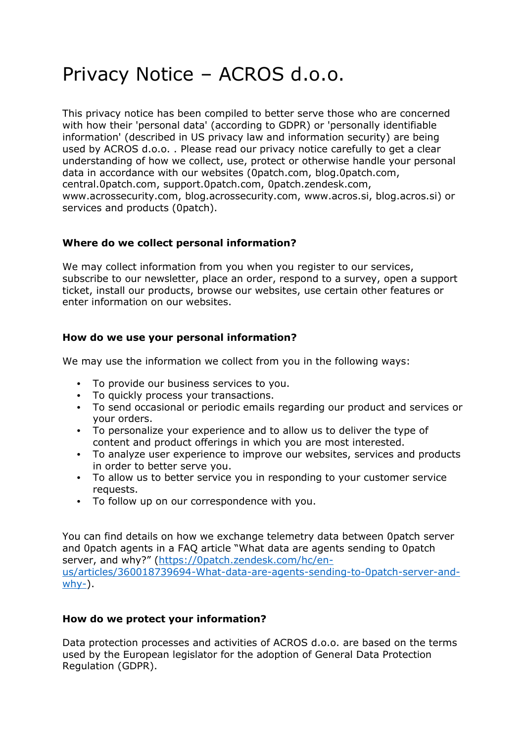# Privacy Notice – ACROS d.o.o.

This privacy notice has been compiled to better serve those who are concerned with how their 'personal data' (according to GDPR) or 'personally identifiable information' (described in US privacy law and information security) are being used by ACROS d.o.o. . Please read our privacy notice carefully to get a clear understanding of how we collect, use, protect or otherwise handle your personal data in accordance with our websites (0patch.com, blog.0patch.com, central.0patch.com, support.0patch.com, 0patch.zendesk.com, www.acrossecurity.com, blog.acrossecurity.com, www.acros.si, blog.acros.si) or services and products (0patch).

**Where do we collect personal information?**

We may collect information from you when you register to our services, subscribe to our newsletter, place an order, respond to a survey, open a support ticket, install our products, browse our websites, use certain other features or enter information on our websites.

**How do we use your personal information?**

We may use the information we collect from you in the following ways:

- To provide our business services to you.
- To quickly process your transactions.
- To send occasional or periodic emails regarding our product and services or your orders.
- To personalize your experience and to allow us to deliver the type of content and product offerings in which you are most interested.
- To analyze user experience to improve our websites, services and products in order to better serve you.
- To allow us to better service you in responding to your customer service requests.
- To follow up on our correspondence with you.

You can find details on how we exchange telemetry data between 0patch server and 0patch agents in a FAQ article "What data are agents sending to 0patch server, and why?" ([https://0patch.zendesk.com/hc/en-us/articles/360018739694-What-data-are-agents-sending-to-0patch-server-and-why-](https://0patch.zendesk.com/hc/en-us/articles/360018739694-What-data-are-agents-sending-to-0patch-server-and-why-)).

**How do we protect your information?**

Data protection processes and activities of ACROS d.o.o. are based on the terms used by the European legislator for the adoption of General Data Protection Regulation (GDPR).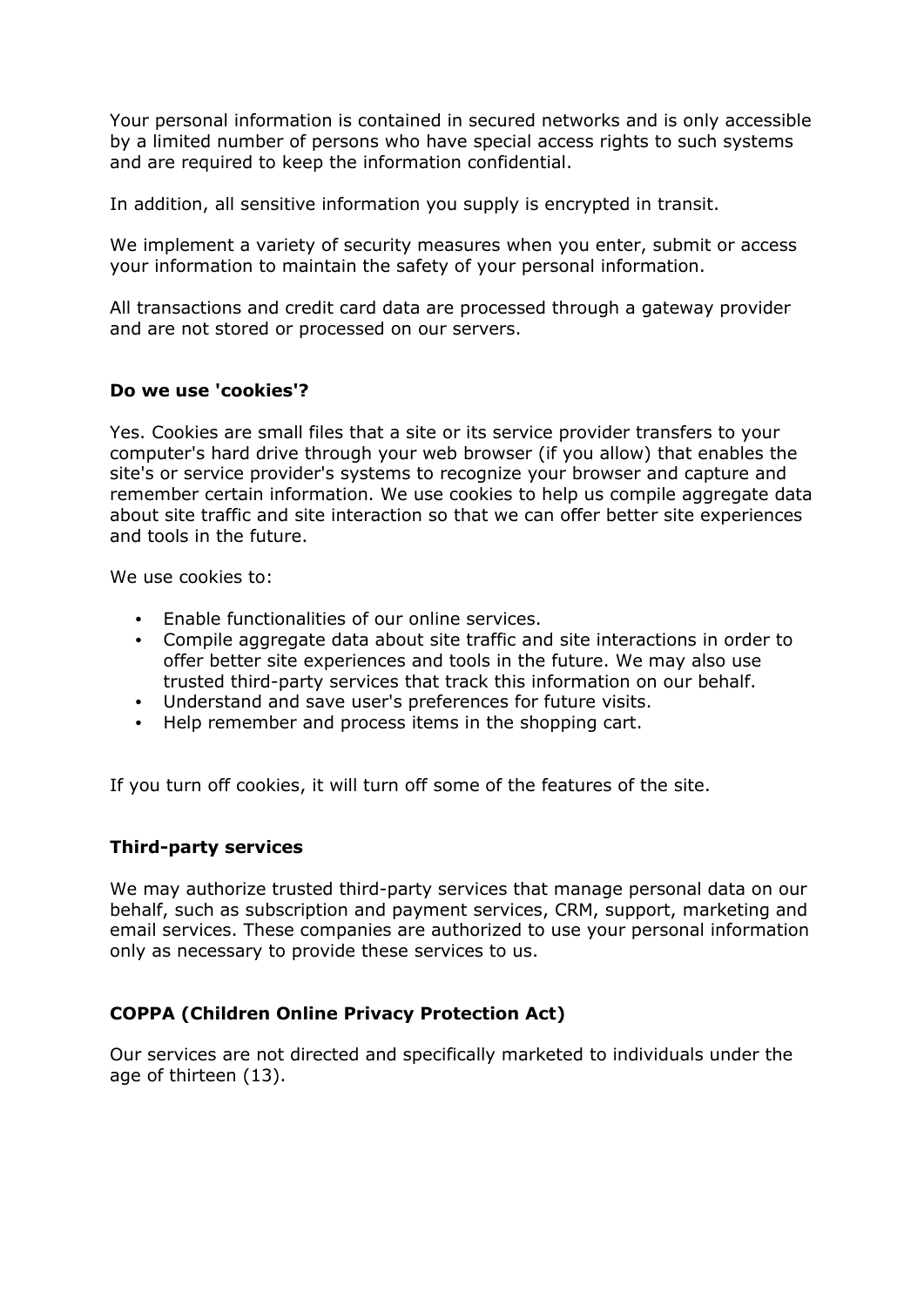Your personal information is contained in secured networks and is only accessible by a limited number of persons who have special access rights to such systems and are required to keep the information confidential.

In addition, all sensitive information you supply is encrypted in transit.

We implement a variety of security measures when you enter, submit or access your information to maintain the safety of your personal information.

All transactions and credit card data are processed through a gateway provider and are not stored or processed on our servers.

### Do we use 'cookies'?

Yes. Cookies are small files that a site or its service provider transfers to your computer's hard drive through your web browser (if you allow) that enables the site's or service provider's systems to recognize your browser and capture and remember certain information. We use cookies to help us compile aggregate data about site traffic and site interaction so that we can offer better site experiences and tools in the future.

We use cookies to:

- Enable functionalities of our online services.
- Compile aggregate data about site traffic and site interactions in order to offer better site experiences and tools in the future. We may also use trusted third-party services that track this information on our behalf.
- Understand and save user's preferences for future visits.
- Help remember and process items in the shopping cart.

If you turn off cookies, it will turn off some of the features of the site.

### Third-party services

We may authorize trusted third-party services that manage personal data on our behalf, such as subscription and payment services, CRM, support, marketing and email services. These companies are authorized to use your personal information only as necessary to provide these services to us.

### COPPA (Children Online Privacy Protection Act)

Our services are not directed and specifically marketed to individuals under the age of thirteen (13).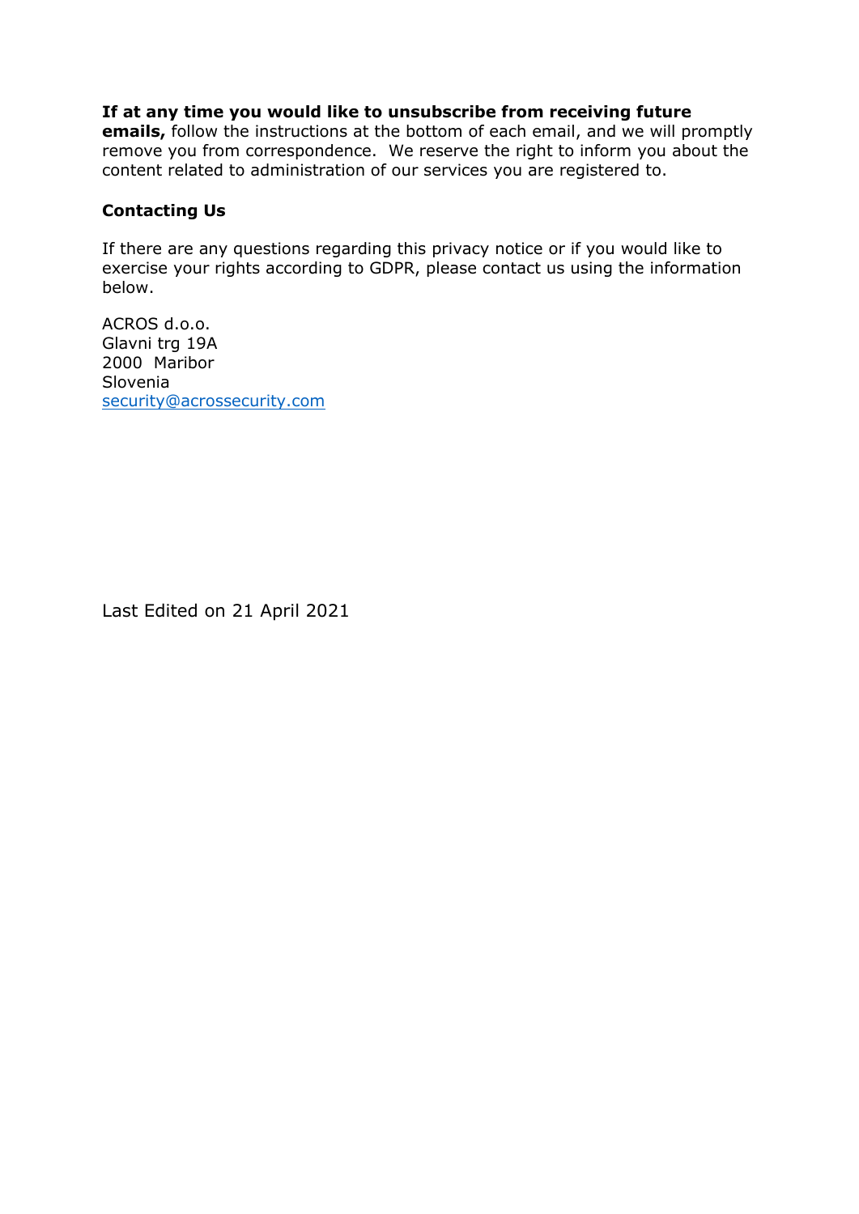**If at any time you would like to unsubscribe from receiving future emails,** follow the instructions at the bottom of each email, and we will promptly remove you from correspondence. We reserve the right to inform you about the content related to administration of our services you are registered to.

### Contacting Us

If there are any questions regarding this privacy notice or if you would like to exercise your rights according to GDPR, please contact us using the information below.

ACROS d.o.o.
Glavni trg 19A
2000 Maribor
Slovenia
security@acrossecurity.com

Last Edited on 21 April 2021